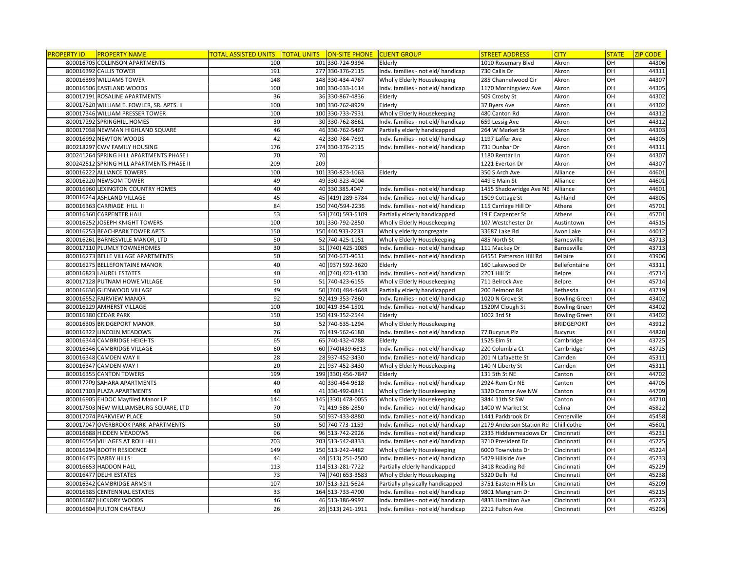| PROPERTY ID | PROPERTY NAME | TOTAL ASSISTED UNITS | TOTAL UNITS | ON-SITE PHONE | CLIENT GROUP | STREET ADDRESS | CITY | STATE | ZIP CODE |
|---|---|---|---|---|---|---|---|---|---|
| 800016705 | COLLINSON APARTMENTS | 100 | 101 | 330-724-9394 | Elderly | 1010 Rosemary Blvd | Akron | OH | 44306 |
| 800016392 | CALLIS TOWER | 191 | 277 | 330-376-2115 | Indv. families - not eld/ handicap | 730 Callis Dr | Akron | OH | 44311 |
| 800016393 | WILLIAMS TOWER | 148 | 148 | 330-434-4767 | Wholly Elderly Housekeeping | 285 Channelwood Cir | Akron | OH | 44307 |
| 800016506 | EASTLAND WOODS | 100 | 100 | 330-633-1614 | Indv. families - not eld/ handicap | 1170 Morningview Ave | Akron | OH | 44305 |
| 800017191 | ROSALINE APARTMENTS | 36 | 36 | 330-867-4836 | Elderly | 509 Crosby St | Akron | OH | 44302 |
| 800017520 | WILLIAM E. FOWLER, SR. APTS. II | 100 | 100 | 330-762-8929 | Elderly | 37 Byers Ave | Akron | OH | 44302 |
| 800017346 | WILLIAM PRESSER TOWER | 100 | 100 | 330-733-7931 | Wholly Elderly Housekeeping | 480 Canton Rd | Akron | OH | 44312 |
| 800017292 | SPRINGHILL HOMES | 30 | 30 | 330-762-8661 | Indv. families - not eld/ handicap | 659 Lessig Ave | Akron | OH | 44312 |
| 800017038 | NEWMAN HIGHLAND SQUARE | 46 | 46 | 330-762-5467 | Partially elderly handicapped | 264 W Market St | Akron | OH | 44303 |
| 800016992 | NEWTON WOODS | 42 | 42 | 330-784-7691 | Indv. families - not eld/ handicap | 1197 Laffer Ave | Akron | OH | 44305 |
| 800218297 | CWV FAMILY HOUSING | 176 | 274 | 330-376-2115 | Indv. families - not eld/ handicap | 731 Dunbar Dr | Akron | OH | 44311 |
| 800241264 | SPRING HILL APARTMENTS PHASE I | 70 | 70 | | | 1180 Rentar Ln | Akron | OH | 44307 |
| 800242512 | SPRING HILL APARTMENTS PHASE II | 209 | 209 | | | 1221 Everton Dr | Akron | OH | 44307 |
| 800016222 | ALLIANCE TOWERS | 100 | 101 | 330-823-1063 | Elderly | 350 S Arch Ave | Alliance | OH | 44601 |
| 800016220 | NEWSOM TOWER | 49 | 49 | 330-823-4004 | | 449 E Main St | Alliance | OH | 44601 |
| 800016960 | LEXINGTON COUNTRY HOMES | 40 | 40 | 330.385.4047 | Indv. families - not eld/ handicap | 1455 Shadowridge Ave NE | Alliance | OH | 44601 |
| 800016244 | ASHLAND VILLAGE | 45 | 45 | (419) 289-8784 | Indv. families - not eld/ handicap | 1509 Cottage St | Ashland | OH | 44805 |
| 800016363 | CARRIAGE HILL II | 84 | 150 | 740/594-2236 | Indv. families - not eld/ handicap | 115 Carriage Hill Dr | Athens | OH | 45701 |
| 800016360 | CARPENTER HALL | 53 | 53 | (740) 593-5109 | Partially elderly handicapped | 19 E Carpenter St | Athens | OH | 45701 |
| 800016252 | JOSEPH KNIGHT TOWERS | 100 | 101 | 330-792-2850 | Wholly Elderly Housekeeping | 107 Westchester Dr | Austintown | OH | 44515 |
| 800016253 | BEACHPARK TOWER APTS | 150 | 150 | 440 933-2233 | Wholly elderly congregate | 33687 Lake Rd | Avon Lake | OH | 44012 |
| 800016261 | BARNESVILLE MANOR, LTD | 50 | 52 | 740-425-1151 | Wholly Elderly Housekeeping | 485 North St | Barnesville | OH | 43713 |
| 800017110 | PLUMLY TOWNEHOMES | 30 | 31 | (740) 425-1085 | Indv. families - not eld/ handicap | 111 Mackey Dr | Barnesville | OH | 43713 |
| 800016273 | BELLE VILLAGE APARTMENTS | 50 | 50 | 740-671-9631 | Indv. families - not eld/ handicap | 64551 Patterson Hill Rd | Bellaire | OH | 43906 |
| 800016275 | BELLEFONTAINE MANOR | 40 | 40 | (937) 592-3620 | Elderly | 160 Lakewood Dr | Bellefontaine | OH | 43311 |
| 800016823 | LAUREL ESTATES | 40 | 40 | (740) 423-4130 | Indv. families - not eld/ handicap | 2201 Hill St | Belpre | OH | 45714 |
| 800017128 | PUTNAM HOWE VILLAGE | 50 | 51 | 740-423-6155 | Wholly Elderly Housekeeping | 711 Belrock Ave | Belpre | OH | 45714 |
| 800016630 | GLENWOOD VILLAGE | 49 | 50 | (740) 484-4648 | Partially elderly handicapped | 200 Belmont Rd | Bethesda | OH | 43719 |
| 800016552 | FAIRVIEW MANOR | 92 | 92 | 419-353-7860 | Indv. families - not eld/ handicap | 1020 N Grove St | Bowling Green | OH | 43402 |
| 800016229 | AMHERST VILLAGE | 100 | 100 | 419-354-1501 | Indv. families - not eld/ handicap | 1520M Clough St | Bowling Green | OH | 43402 |
| 800016380 | CEDAR PARK | 150 | 150 | 419-352-2544 | Elderly | 1002 3rd St | Bowling Green | OH | 43402 |
| 800016305 | BRIDGEPORT MANOR | 50 | 52 | 740-635-1294 | Wholly Elderly Housekeeping | | BRIDGEPORT | OH | 43912 |
| 800016322 | LINCOLN MEADOWS | 76 | 76 | 419-562-6180 | Indv. families - not eld/ handicap | 77 Bucyrus Plz | Bucyrus | OH | 44820 |
| 800016344 | CAMBRIDGE HEIGHTS | 65 | 65 | 740-432-4788 | Elderly | 1525 Elm St | Cambridge | OH | 43725 |
| 800016346 | CAMBRIDGE VILLAGE | 60 | 60 | (740)439-6613 | Indv. families - not eld/ handicap | 220 Columbia Ct | Cambridge | OH | 43725 |
| 800016348 | CAMDEN WAY II | 28 | 28 | 937-452-3430 | Indv. families - not eld/ handicap | 201 N Lafayette St | Camden | OH | 45311 |
| 800016347 | CAMDEN WAY I | 20 | 21 | 937-452-3430 | Wholly Elderly Housekeeping | 140 N Liberty St | Camden | OH | 45311 |
| 800016355 | CANTON TOWERS | 199 | 199 | (330) 456-7847 | Elderly | 131 5th St NE | Canton | OH | 44702 |
| 800017209 | SAHARA APARTMENTS | 40 | 40 | 330-454-9618 | Indv. families - not eld/ handicap | 2924 Rem Cir NE | Canton | OH | 44705 |
| 800017103 | PLAZA APARTMENTS | 40 | 41 | 330-492-0841 | Wholly Elderly Housekeeping | 3320 Cromer Ave NW | Canton | OH | 44709 |
| 800016905 | EHDOC Mayfiled Manor LP | 144 | 145 | (330) 478-0055 | Wholly Elderly Housekeeping | 3844 11th St SW | Canton | OH | 44710 |
| 800017503 | NEW WILLIAMSBURG SQUARE, LTD | 70 | 71 | 419-586-2850 | Indv. families - not eld/ handicap | 1400 W Market St | Celina | OH | 45822 |
| 800017074 | PARKVIEW PLACE | 50 | 50 | 937-433-8880 | Indv. families - not eld/ handicap | 1441 Parkbrook Dr | Centerville | OH | 45458 |
| 800017047 | OVERBROOK PARK APARTMENTS | 50 | 50 | 740 773-1159 | Indv. families - not eld/ handicap | 2179 Anderson Station Rd | Chillicothe | OH | 45601 |
| 800016688 | HIDDEN MEADOWS | 96 | 96 | 513-742-2926 | Indv. families - not eld/ handicap | 2333 Hiddenmeadows Dr | Cincinnati | OH | 45231 |
| 800016554 | VILLAGES AT ROLL HILL | 703 | 703 | 513-542-8333 | Indv. families - not eld/ handicap | 3710 President Dr | Cincinnati | OH | 45225 |
| 800016294 | BOOTH RESIDENCE | 149 | 150 | 513-242-4482 | Wholly Elderly Housekeeping | 6000 Townvista Dr | Cincinnati | OH | 45224 |
| 800016475 | DARBY HILLS | 44 | 44 | (513) 251-2500 | Indv. families - not eld/ handicap | 5429 Hillside Ave | Cincinnati | OH | 45233 |
| 800016653 | HADDON HALL | 113 | 114 | 513-281-7722 | Partially elderly handicapped | 3418 Reading Rd | Cincinnati | OH | 45229 |
| 800016477 | DELHI ESTATES | 73 | 74 | (740) 653-3583 | Wholly Elderly Housekeeping | 5320 Delhi Rd | Cincinnati | OH | 45238 |
| 800016342 | CAMBRIDGE ARMS II | 107 | 107 | 513-321-5624 | Partially physically handicapped | 3751 Eastern Hills Ln | Cincinnati | OH | 45209 |
| 800016385 | CENTENNIAL ESTATES | 33 | 164 | 513-733-4700 | Indv. families - not eld/ handicap | 9801 Mangham Dr | Cincinnati | OH | 45215 |
| 800016687 | HICKORY WOODS | 46 | 46 | 513-386-9997 | Indv. families - not eld/ handicap | 4833 Hamilton Ave | Cincinnati | OH | 45223 |
| 800016604 | FULTON CHATEAU | 26 | 26 | (513) 241-1911 | Indv. families - not eld/ handicap | 2212 Fulton Ave | Cincinnati | OH | 45206 |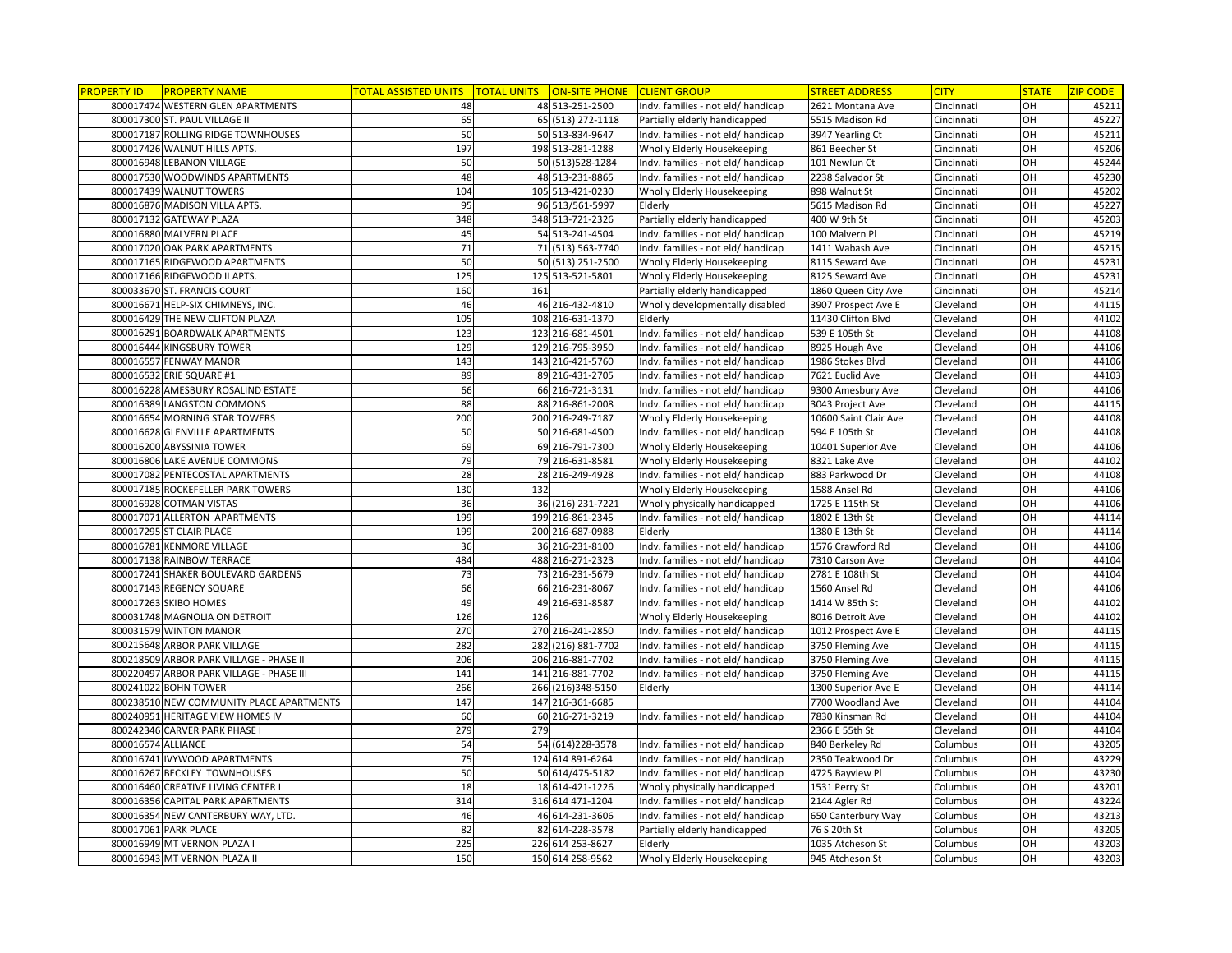| PROPERTY ID | PROPERTY NAME | TOTAL ASSISTED UNITS | TOTAL UNITS | ON-SITE PHONE | CLIENT GROUP | STREET ADDRESS | CITY | STATE | ZIP CODE |
|---|---|---|---|---|---|---|---|---|---|
| 800017474 | WESTERN GLEN APARTMENTS | 48 | 48 | 513-251-2500 | Indv. families - not eld/ handicap | 2621 Montana Ave | Cincinnati | OH | 45211 |
| 800017300 | ST. PAUL VILLAGE II | 65 | 65 | (513) 272-1118 | Partially elderly handicapped | 5515 Madison Rd | Cincinnati | OH | 45227 |
| 800017187 | ROLLING RIDGE TOWNHOUSES | 50 | 50 | 513-834-9647 | Indv. families - not eld/ handicap | 3947 Yearling Ct | Cincinnati | OH | 45211 |
| 800017426 | WALNUT HILLS APTS. | 197 | 198 | 513-281-1288 | Wholly Elderly Housekeeping | 861 Beecher St | Cincinnati | OH | 45206 |
| 800016948 | LEBANON VILLAGE | 50 | 50 | (513)528-1284 | Indv. families - not eld/ handicap | 101 Newlun Ct | Cincinnati | OH | 45244 |
| 800017530 | WOODWINDS APARTMENTS | 48 | 48 | 513-231-8865 | Indv. families - not eld/ handicap | 2238 Salvador St | Cincinnati | OH | 45230 |
| 800017439 | WALNUT TOWERS | 104 | 105 | 513-421-0230 | Wholly Elderly Housekeeping | 898 Walnut St | Cincinnati | OH | 45202 |
| 800016876 | MADISON VILLA APTS. | 95 | 96 | 513/561-5997 | Elderly | 5615 Madison Rd | Cincinnati | OH | 45227 |
| 800017132 | GATEWAY PLAZA | 348 | 348 | 513-721-2326 | Partially elderly handicapped | 400 W 9th St | Cincinnati | OH | 45203 |
| 800016880 | MALVERN PLACE | 45 | 54 | 513-241-4504 | Indv. families - not eld/ handicap | 100 Malvern Pl | Cincinnati | OH | 45219 |
| 800017020 | OAK PARK APARTMENTS | 71 | 71 | (513) 563-7740 | Indv. families - not eld/ handicap | 1411 Wabash Ave | Cincinnati | OH | 45215 |
| 800017165 | RIDGEWOOD APARTMENTS | 50 | 50 | (513) 251-2500 | Wholly Elderly Housekeeping | 8115 Seward Ave | Cincinnati | OH | 45231 |
| 800017166 | RIDGEWOOD II APTS. | 125 | 125 | 513-521-5801 | Wholly Elderly Housekeeping | 8125 Seward Ave | Cincinnati | OH | 45231 |
| 800033670 | ST. FRANCIS COURT | 160 | 161 | | Partially elderly handicapped | 1860 Queen City Ave | Cincinnati | OH | 45214 |
| 800016671 | HELP-SIX CHIMNEYS, INC. | 46 | 46 | 216-432-4810 | Wholly developmentally disabled | 3907 Prospect Ave E | Cleveland | OH | 44115 |
| 800016429 | THE NEW CLIFTON PLAZA | 105 | 108 | 216-631-1370 | Elderly | 11430 Clifton Blvd | Cleveland | OH | 44102 |
| 800016291 | BOARDWALK APARTMENTS | 123 | 123 | 216-681-4501 | Indv. families - not eld/ handicap | 539 E 105th St | Cleveland | OH | 44108 |
| 800016444 | KINGSBURY TOWER | 129 | 129 | 216-795-3950 | Indv. families - not eld/ handicap | 8925 Hough Ave | Cleveland | OH | 44106 |
| 800016557 | FENWAY MANOR | 143 | 143 | 216-421-5760 | Indv. families - not eld/ handicap | 1986 Stokes Blvd | Cleveland | OH | 44106 |
| 800016532 | ERIE SQUARE #1 | 89 | 89 | 216-431-2705 | Indv. families - not eld/ handicap | 7621 Euclid Ave | Cleveland | OH | 44103 |
| 800016228 | AMESBURY ROSALIND ESTATE | 66 | 66 | 216-721-3131 | Indv. families - not eld/ handicap | 9300 Amesbury Ave | Cleveland | OH | 44106 |
| 800016389 | LANGSTON COMMONS | 88 | 88 | 216-861-2008 | Indv. families - not eld/ handicap | 3043 Project Ave | Cleveland | OH | 44115 |
| 800016654 | MORNING STAR TOWERS | 200 | 200 | 216-249-7187 | Wholly Elderly Housekeeping | 10600 Saint Clair Ave | Cleveland | OH | 44108 |
| 800016628 | GLENVILLE APARTMENTS | 50 | 50 | 216-681-4500 | Indv. families - not eld/ handicap | 594 E 105th St | Cleveland | OH | 44108 |
| 800016200 | ABYSSINIA TOWER | 69 | 69 | 216-791-7300 | Wholly Elderly Housekeeping | 10401 Superior Ave | Cleveland | OH | 44106 |
| 800016806 | LAKE AVENUE COMMONS | 79 | 79 | 216-631-8581 | Wholly Elderly Housekeeping | 8321 Lake Ave | Cleveland | OH | 44102 |
| 800017082 | PENTECOSTAL APARTMENTS | 28 | 28 | 216-249-4928 | Indv. families - not eld/ handicap | 883 Parkwood Dr | Cleveland | OH | 44108 |
| 800017185 | ROCKEFELLER PARK TOWERS | 130 | 132 | | Wholly Elderly Housekeeping | 1588 Ansel Rd | Cleveland | OH | 44106 |
| 800016928 | COTMAN VISTAS | 36 | 36 | (216) 231-7221 | Wholly physically handicapped | 1725 E 115th St | Cleveland | OH | 44106 |
| 800017071 | ALLERTON APARTMENTS | 199 | 199 | 216-861-2345 | Indv. families - not eld/ handicap | 1802 E 13th St | Cleveland | OH | 44114 |
| 800017295 | ST CLAIR PLACE | 199 | 200 | 216-687-0988 | Elderly | 1380 E 13th St | Cleveland | OH | 44114 |
| 800016781 | KENMORE VILLAGE | 36 | 36 | 216-231-8100 | Indv. families - not eld/ handicap | 1576 Crawford Rd | Cleveland | OH | 44106 |
| 800017138 | RAINBOW TERRACE | 484 | 488 | 216-271-2323 | Indv. families - not eld/ handicap | 7310 Carson Ave | Cleveland | OH | 44104 |
| 800017241 | SHAKER BOULEVARD GARDENS | 73 | 73 | 216-231-5679 | Indv. families - not eld/ handicap | 2781 E 108th St | Cleveland | OH | 44104 |
| 800017143 | REGENCY SQUARE | 66 | 66 | 216-231-8067 | Indv. families - not eld/ handicap | 1560 Ansel Rd | Cleveland | OH | 44106 |
| 800017263 | SKIBO HOMES | 49 | 49 | 216-631-8587 | Indv. families - not eld/ handicap | 1414 W 85th St | Cleveland | OH | 44102 |
| 800031748 | MAGNOLIA ON DETROIT | 126 | 126 | | Wholly Elderly Housekeeping | 8016 Detroit Ave | Cleveland | OH | 44102 |
| 800031579 | WINTON MANOR | 270 | 270 | 216-241-2850 | Indv. families - not eld/ handicap | 1012 Prospect Ave E | Cleveland | OH | 44115 |
| 800215648 | ARBOR PARK VILLAGE | 282 | 282 | (216) 881-7702 | Indv. families - not eld/ handicap | 3750 Fleming Ave | Cleveland | OH | 44115 |
| 800218509 | ARBOR PARK VILLAGE - PHASE II | 206 | 206 | 216-881-7702 | Indv. families - not eld/ handicap | 3750 Fleming Ave | Cleveland | OH | 44115 |
| 800220497 | ARBOR PARK VILLAGE - PHASE III | 141 | 141 | 216-881-7702 | Indv. families - not eld/ handicap | 3750 Fleming Ave | Cleveland | OH | 44115 |
| 800241022 | BOHN TOWER | 266 | 266 | (216)348-5150 | Elderly | 1300 Superior Ave E | Cleveland | OH | 44114 |
| 800238510 | NEW COMMUNITY PLACE APARTMENTS | 147 | 147 | 216-361-6685 | | 7700 Woodland Ave | Cleveland | OH | 44104 |
| 800240951 | HERITAGE VIEW HOMES IV | 60 | 60 | 216-271-3219 | Indv. families - not eld/ handicap | 7830 Kinsman Rd | Cleveland | OH | 44104 |
| 800242346 | CARVER PARK PHASE I | 279 | 279 | | | 2366 E 55th St | Cleveland | OH | 44104 |
| 800016574 | ALLIANCE | 54 | 54 | (614)228-3578 | Indv. families - not eld/ handicap | 840 Berkeley Rd | Columbus | OH | 43205 |
| 800016741 | IVYWOOD APARTMENTS | 75 | 124 | 614 891-6264 | Indv. families - not eld/ handicap | 2350 Teakwood Dr | Columbus | OH | 43229 |
| 800016267 | BECKLEY TOWNHOUSES | 50 | 50 | 614/475-5182 | Indv. families - not eld/ handicap | 4725 Bayview Pl | Columbus | OH | 43230 |
| 800016460 | CREATIVE LIVING CENTER I | 18 | 18 | 614-421-1226 | Wholly physically handicapped | 1531 Perry St | Columbus | OH | 43201 |
| 800016356 | CAPITAL PARK APARTMENTS | 314 | 316 | 614 471-1204 | Indv. families - not eld/ handicap | 2144 Agler Rd | Columbus | OH | 43224 |
| 800016354 | NEW CANTERBURY WAY, LTD. | 46 | 46 | 614-231-3606 | Indv. families - not eld/ handicap | 650 Canterbury Way | Columbus | OH | 43213 |
| 800017061 | PARK PLACE | 82 | 82 | 614-228-3578 | Partially elderly handicapped | 76 S 20th St | Columbus | OH | 43205 |
| 800016949 | MT VERNON PLAZA I | 225 | 226 | 614 253-8627 | Elderly | 1035 Atcheson St | Columbus | OH | 43203 |
| 800016943 | MT VERNON PLAZA II | 150 | 150 | 614 258-9562 | Wholly Elderly Housekeeping | 945 Atcheson St | Columbus | OH | 43203 |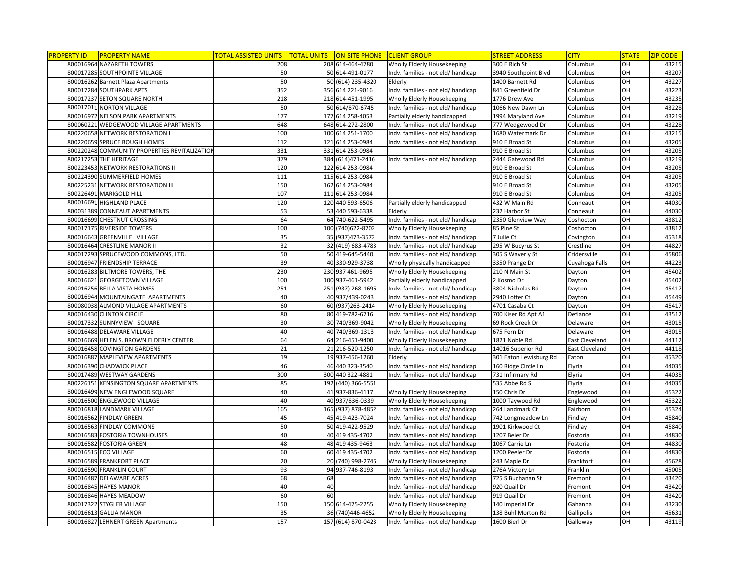| PROPERTY ID | PROPERTY NAME | TOTAL ASSISTED UNITS | TOTAL UNITS | ON-SITE PHONE | CLIENT GROUP | STREET ADDRESS | CITY | STATE | ZIP CODE |
|---|---|---|---|---|---|---|---|---|---|
| 800016964 | NAZARETH TOWERS | 208 | 208 | 614-464-4780 | Wholly Elderly Housekeeping | 300 E Rich St | Columbus | OH | 43215 |
| 800017285 | SOUTHPOINTE VILLAGE | 50 | 50 | 614-491-0177 | Indv. families - not eld/ handicap | 3940 Southpoint Blvd | Columbus | OH | 43207 |
| 800016262 | Barnett Plaza Apartments | 50 | 50 | (614) 235-4320 | Elderly | 1400 Barnett Rd | Columbus | OH | 43227 |
| 800017284 | SOUTHPARK APTS | 352 | 356 | 614 221-9016 | Indv. families - not eld/ handicap | 841 Greenfield Dr | Columbus | OH | 43223 |
| 800017237 | SETON SQUARE NORTH | 218 | 218 | 614-451-1995 | Wholly Elderly Housekeeping | 1776 Drew Ave | Columbus | OH | 43235 |
| 800017011 | NORTON VILLAGE | 50 | 50 | 614/870-6745 | Indv. families - not eld/ handicap | 1066 New Dawn Ln | Columbus | OH | 43228 |
| 800016972 | NELSON PARK APARTMENTS | 177 | 177 | 614 258-4053 | Partially elderly handicapped | 1994 Maryland Ave | Columbus | OH | 43219 |
| 800060221 | WEDGEWOOD VILLAGE APARTMENTS | 648 | 648 | 614-272-2800 | Indv. families - not eld/ handicap | 777 Wedgewood Dr | Columbus | OH | 43228 |
| 800220658 | NETWORK RESTORATION I | 100 | 100 | 614 251-1700 | Indv. families - not eld/ handicap | 1680 Watermark Dr | Columbus | OH | 43215 |
| 800220659 | SPRUCE BOUGH HOMES | 112 | 121 | 614 253-0984 | Indv. families - not eld/ handicap | 910 E Broad St | Columbus | OH | 43205 |
| 800220248 | COMMUNITY PROPERTIES REVITALIZATION | 331 | 331 | 614 253-0984 | | 910 E Broad St | Columbus | OH | 43205 |
| 800217253 | THE HERITAGE | 379 | 384 | (614)471-2416 | Indv. families - not eld/ handicap | 2444 Gatewood Rd | Columbus | OH | 43219 |
| 800223453 | NETWORK RESTORATIONS II | 120 | 122 | 614 253-0984 | | 910 E Broad St | Columbus | OH | 43205 |
| 800224390 | SUMMERFIELD HOMES | 111 | 115 | 614 253-0984 | | 910 E Broad St | Columbus | OH | 43205 |
| 800225231 | NETWORK RESTORATION III | 150 | 162 | 614 253-0984 | | 910 E Broad St | Columbus | OH | 43205 |
| 800226491 | MARIGOLD HILL | 107 | 111 | 614 253-0984 | | 910 E Broad St | Columbus | OH | 43205 |
| 800016691 | HIGHLAND PLACE | 120 | 120 | 440 593-6506 | Partially elderly handicapped | 432 W Main Rd | Conneaut | OH | 44030 |
| 800031389 | CONNEAUT APARTMENTS | 53 | 53 | 440 593-6338 | Elderly | 232 Harbor St | Conneaut | OH | 44030 |
| 800016699 | CHESTNUT CROSSING | 64 | 64 | 740-622-5495 | Indv. families - not eld/ handicap | 2350 Glenview Way | Coshocton | OH | 43812 |
| 800017175 | RIVERSIDE TOWERS | 100 | 100 | (740)622-8702 | Wholly Elderly Housekeeping | 85 Pine St | Coshocton | OH | 43812 |
| 800016643 | GREENVILLE VILLAGE | 35 | 35 | (937)473-3572 | Indv. families - not eld/ handicap | 7 Julie Ct | Covington | OH | 45318 |
| 800016464 | CRESTLINE MANOR II | 32 | 32 | (419) 683-4783 | Indv. families - not eld/ handicap | 295 W Bucyrus St | Crestline | OH | 44827 |
| 800017293 | SPRUCEWOOD COMMONS, LTD. | 50 | 50 | 419-645-5440 | Indv. families - not eld/ handicap | 305 S Waverly St | Cridersville | OH | 45806 |
| 800016947 | FRIENDSHIP TERRACE | 39 | 40 | 330-929-3738 | Wholly physically handicapped | 3350 Prange Dr | Cuyahoga Falls | OH | 44223 |
| 800016283 | BILTMORE TOWERS, THE | 230 | 230 | 937 461-9695 | Wholly Elderly Housekeeping | 210 N Main St | Dayton | OH | 45402 |
| 800016621 | GEORGETOWN VILLAGE | 100 | 100 | 937-461-5942 | Partially elderly handicapped | 2 Kosmo Dr | Dayton | OH | 45402 |
| 800016256 | BELLA VISTA HOMES | 251 | 251 | (937) 268-1696 | Indv. families - not eld/ handicap | 3804 Nicholas Rd | Dayton | OH | 45417 |
| 800016944 | MOUNTAINGATE APARTMENTS | 40 | 40 | 937/439-0243 | Indv. families - not eld/ handicap | 2940 Loffer Ct | Dayton | OH | 45449 |
| 800080038 | ALMOND VILLAGE APARTMENTS | 60 | 60 | (937)263-2414 | Wholly Elderly Housekeeping | 4701 Casaba Ct | Dayton | OH | 45417 |
| 800016430 | CLINTON CIRCLE | 80 | 80 | 419-782-6716 | Indv. families - not eld/ handicap | 700 Kiser Rd Apt A1 | Defiance | OH | 43512 |
| 800017332 | SUNNYVIEW SQUARE | 30 | 30 | 740/369-9042 | Wholly Elderly Housekeeping | 69 Rock Creek Dr | Delaware | OH | 43015 |
| 800016488 | DELAWARE VILLAGE | 40 | 40 | 740/369-1313 | Indv. families - not eld/ handicap | 675 Fern Dr | Delaware | OH | 43015 |
| 800016669 | HELEN S. BROWN ELDERLY CENTER | 64 | 64 | 216-451-9400 | Wholly Elderly Housekeeping | 1821 Noble Rd | East Cleveland | OH | 44112 |
| 800016458 | COVINGTON GARDENS | 21 | 21 | 216-520-1250 | Indv. families - not eld/ handicap | 14016 Superior Rd | East Cleveland | OH | 44118 |
| 800016887 | MAPLEVIEW APARTMENTS | 19 | 19 | 937-456-1260 | Elderly | 301 Eaton Lewisburg Rd | Eaton | OH | 45320 |
| 800016390 | CHADWICK PLACE | 46 | 46 | 440 323-3540 | Indv. families - not eld/ handicap | 160 Ridge Circle Ln | Elyria | OH | 44035 |
| 800017489 | WESTWAY GARDENS | 300 | 300 | 440 322-4881 | Indv. families - not eld/ handicap | 731 Infirmary Rd | Elyria | OH | 44035 |
| 800226151 | KENSINGTON SQUARE APARTMENTS | 85 | 192 | (440) 366-5551 | | 535 Abbe Rd S | Elyria | OH | 44035 |
| 800016499 | NEW ENGLEWOOD SQUARE | 40 | 41 | 937-836-4117 | Wholly Elderly Housekeeping | 150 Chris Dr | Englewood | OH | 45322 |
| 800016500 | ENGLEWOOD VILLAGE | 40 | 40 | 937/836-0339 | Wholly Elderly Housekeeping | 1000 Taywood Rd | Englewood | OH | 45322 |
| 800016818 | LANDMARK VILLAGE | 165 | 165 | (937) 878-4852 | Indv. families - not eld/ handicap | 264 Landmark Ct | Fairborn | OH | 45324 |
| 800016562 | FINDLAY GREEN | 45 | 45 | 419-423-7024 | Indv. families - not eld/ handicap | 742 Longmeadow Ln | Findlay | OH | 45840 |
| 800016563 | FINDLAY COMMONS | 50 | 50 | 419-422-9529 | Indv. families - not eld/ handicap | 1901 Kirkwood Ct | Findlay | OH | 45840 |
| 800016583 | FOSTORIA TOWNHOUSES | 40 | 40 | 419 435-4702 | Indv. families - not eld/ handicap | 1207 Beier Dr | Fostoria | OH | 44830 |
| 800016582 | FOSTORIA GREEN | 48 | 48 | 419 435-9463 | Indv. families - not eld/ handicap | 1067 Carrie Ln | Fostoria | OH | 44830 |
| 800016515 | ECO VILLAGE | 60 | 60 | 419 435-4702 | Indv. families - not eld/ handicap | 1200 Peeler Dr | Fostoria | OH | 44830 |
| 800016589 | FRANKFORT PLACE | 20 | 20 | (740) 998-2746 | Wholly Elderly Housekeeping | 243 Maple Dr | Frankfort | OH | 45628 |
| 800016590 | FRANKLIN COURT | 93 | 94 | 937-746-8193 | Indv. families - not eld/ handicap | 276A Victory Ln | Franklin | OH | 45005 |
| 800016487 | DELAWARE ACRES | 68 | 68 | | Indv. families - not eld/ handicap | 725 S Buchanan St | Fremont | OH | 43420 |
| 800016845 | HAYES MANOR | 40 | 40 | | Indv. families - not eld/ handicap | 920 Quail Dr | Fremont | OH | 43420 |
| 800016846 | HAYES MEADOW | 60 | 60 | | Indv. families - not eld/ handicap | 919 Quail Dr | Fremont | OH | 43420 |
| 800017322 | STYGLER VILLAGE | 150 | 150 | 614-475-2255 | Wholly Elderly Housekeeping | 140 Imperial Dr | Gahanna | OH | 43230 |
| 800016613 | GALLIA MANOR | 35 | 36 | (740)446-4652 | Wholly Elderly Housekeeping | 138 Buhl Morton Rd | Gallipolis | OH | 45631 |
| 800016827 | LEHNERT GREEN Apartments | 157 | 157 | (614) 870-0423 | Indv. families - not eld/ handicap | 1600 Bierl Dr | Galloway | OH | 43119 |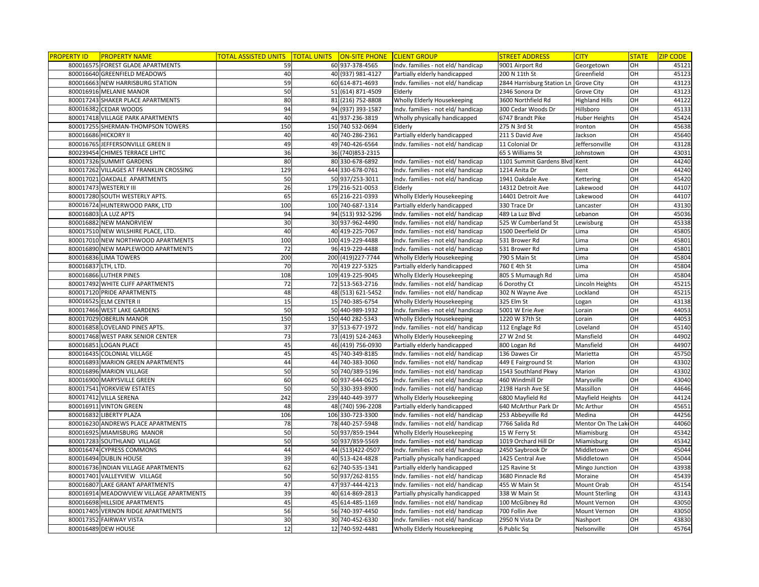| PROPERTY ID | PROPERTY NAME | TOTAL ASSISTED UNITS | TOTAL UNITS | ON-SITE PHONE | CLIENT GROUP | STREET ADDRESS | CITY | STATE | ZIP CODE |
|---|---|---|---|---|---|---|---|---|---|
| 800016575 | FOREST GLADE APARTMENTS | 59 | 60 | 937-378-4565 | Indv. families - not eld/ handicap | 9001 Airport Rd | Georgetown | OH | 45121 |
| 800016640 | GREENFIELD MEADOWS | 40 | 40 | (937) 981-4127 | Partially elderly handicapped | 200 N 11th St | Greenfield | OH | 45123 |
| 800016663 | NEW HARRISBURG STATION | 59 | 60 | 614-871-4693 | Indv. families - not eld/ handicap | 2844 Harrisburg Station Ln | Grove City | OH | 43123 |
| 800016916 | MELANIE MANOR | 50 | 51 | (614) 871-4509 | Elderly | 2346 Sonora Dr | Grove City | OH | 43123 |
| 800017243 | SHAKER PLACE APARTMENTS | 80 | 81 | (216) 752-8808 | Wholly Elderly Housekeeping | 3600 Northfield Rd | Highland Hills | OH | 44122 |
| 800016382 | CEDAR WOODS | 94 | 94 | (937) 393-1587 | Indv. families - not eld/ handicap | 300 Cedar Woods Dr | Hillsboro | OH | 45133 |
| 800017418 | VILLAGE PARK APARTMENTS | 40 | 41 | 937-236-3819 | Wholly physically handicapped | 6747 Brandt Pike | Huber Heights | OH | 45424 |
| 800017255 | SHERMAN-THOMPSON TOWERS | 150 | 150 | 740 532-0694 | Elderly | 275 N 3rd St | Ironton | OH | 45638 |
| 800016686 | HICKORY II | 40 | 40 | 740-286-2361 | Partially elderly handicapped | 211 S David Ave | Jackson | OH | 45640 |
| 800016765 | JEFFERSONVILLE GREEN II | 49 | 49 | 740-426-6564 | Indv. families - not eld/ handicap | 11 Colonial Dr | Jeffersonville | OH | 43128 |
| 800239454 | CHIMES TERRACE LIHTC | 36 | 36 | (740)853-2315 | | 65 S Williams St | Johnstown | OH | 43031 |
| 800017326 | SUMMIT GARDENS | 80 | 80 | 330-678-6892 | Indv. families - not eld/ handicap | 1101 Summit Gardens Blvd | Kent | OH | 44240 |
| 800017262 | VILLAGES AT FRANKLIN CROSSING | 129 | 444 | 330-678-0761 | Indv. families - not eld/ handicap | 1214 Anita Dr | Kent | OH | 44240 |
| 800017021 | OAKDALE APARTMENTS | 50 | 50 | 937/253-3011 | Indv. families - not eld/ handicap | 1941 Oakdale Ave | Kettering | OH | 45420 |
| 800017473 | WESTERLY III | 26 | 179 | 216-521-0053 | Elderly | 14312 Detroit Ave | Lakewood | OH | 44107 |
| 800017280 | SOUTH WESTERLY APTS. | 65 | 65 | 216-221-0393 | Wholly Elderly Housekeeping | 14401 Detroit Ave | Lakewood | OH | 44107 |
| 800016724 | HUNTERWOOD PARK, LTD | 100 | 100 | 740-687-1314 | Partially elderly handicapped | 330 Trace Dr | Lancaster | OH | 43130 |
| 800016803 | LA LUZ APTS | 94 | 94 | (513) 932-5296 | Indv. families - not eld/ handicap | 489 La Luz Blvd | Lebanon | OH | 45036 |
| 800016882 | NEW MANORVIEW | 30 | 30 | 937-962-4490 | Indv. families - not eld/ handicap | 525 W Cumberland St | Lewisburg | OH | 45338 |
| 800017510 | NEW WILSHIRE PLACE, LTD. | 40 | 40 | 419-225-7067 | Indv. families - not eld/ handicap | 1500 Deerfield Dr | Lima | OH | 45805 |
| 800017010 | NEW NORTHWOOD APARTMENTS | 100 | 100 | 419-229-4488 | Indv. families - not eld/ handicap | 531 Brower Rd | Lima | OH | 45801 |
| 800016890 | NEW MAPLEWOOD APARTMENTS | 72 | 96 | 419-229-4488 | Indv. families - not eld/ handicap | 531 Brower Rd | Lima | OH | 45801 |
| 800016836 | LIMA TOWERS | 200 | 200 | (419)227-7744 | Wholly Elderly Housekeeping | 790 S Main St | Lima | OH | 45804 |
| 800016837 | LTH, LTD. | 70 | 70 | 419 227-5325 | Partially elderly handicapped | 760 E 4th St | Lima | OH | 45804 |
| 800016866 | LUTHER PINES | 108 | 109 | 419-225-9045 | Wholly Elderly Housekeeping | 805 S Mumaugh Rd | Lima | OH | 45804 |
| 800017492 | WHITE CLIFF APARTMENTS | 72 | 72 | 513-563-2716 | Indv. families - not eld/ handicap | 6 Dorothy Ct | Lincoln Heights | OH | 45215 |
| 800017120 | PRIDE APARTMENTS | 48 | 48 | (513) 621-5452 | Indv. families - not eld/ handicap | 302 N Wayne Ave | Lockland | OH | 45215 |
| 800016525 | ELM CENTER II | 15 | 15 | 740-385-6754 | Wholly Elderly Housekeeping | 325 Elm St | Logan | OH | 43138 |
| 800017466 | WEST LAKE GARDENS | 50 | 50 | 440-989-1932 | Indv. families - not eld/ handicap | 5001 W Erie Ave | Lorain | OH | 44053 |
| 800017029 | OBERLIN MANOR | 150 | 150 | 440 282-5343 | Wholly Elderly Housekeeping | 1220 W 37th St | Lorain | OH | 44053 |
| 800016858 | LOVELAND PINES APTS. | 37 | 37 | 513-677-1972 | Indv. families - not eld/ handicap | 112 Englage Rd | Loveland | OH | 45140 |
| 800017468 | WEST PARK SENIOR CENTER | 73 | 73 | (419) 524-2463 | Wholly Elderly Housekeeping | 27 W 2nd St | Mansfield | OH | 44902 |
| 800016851 | LOGAN PLACE | 45 | 46 | (419) 756-0930 | Partially elderly handicapped | 800 Logan Rd | Mansfield | OH | 44907 |
| 800016435 | COLONIAL VILLAGE | 45 | 45 | 740-349-8185 | Indv. families - not eld/ handicap | 136 Dawes Cir | Marietta | OH | 45750 |
| 800016893 | MARION GREEN APARTMENTS | 44 | 44 | 740-383-3060 | Indv. families - not eld/ handicap | 449 E Fairground St | Marion | OH | 43302 |
| 800016896 | MARION VILLAGE | 50 | 50 | 740/389-5196 | Indv. families - not eld/ handicap | 1543 Southland Pkwy | Marion | OH | 43302 |
| 800016900 | MARYSVILLE GREEN | 60 | 60 | 937-644-0625 | Indv. families - not eld/ handicap | 460 Windmill Dr | Marysville | OH | 43040 |
| 800017541 | YORKVIEW ESTATES | 50 | 50 | 330-393-8900 | Indv. families - not eld/ handicap | 2198 Harsh Ave SE | Massillon | OH | 44646 |
| 800017412 | VILLA SERENA | 242 | 239 | 440-449-3977 | Wholly Elderly Housekeeping | 6800 Mayfield Rd | Mayfield Heights | OH | 44124 |
| 800016911 | VINTON GREEN | 48 | 48 | (740) 596-2208 | Partially elderly handicapped | 640 McArthur Park Dr | Mc Arthur | OH | 45651 |
| 800016832 | LIBERTY PLAZA | 106 | 106 | 330-723-3300 | Indv. families - not eld/ handicap | 253 Abbeyville Rd | Medina | OH | 44256 |
| 800016230 | ANDREWS PLACE APARTMENTS | 78 | 78 | 440-257-5948 | Indv. families - not eld/ handicap | 7766 Salida Rd | Mentor On The Lak | OH | 44060 |
| 800016925 | MIAMISBURG MANOR | 50 | 50 | 937/859-1944 | Wholly Elderly Housekeeping | 15 W Ferry St | Miamisburg | OH | 45342 |
| 800017283 | SOUTHLAND VILLAGE | 50 | 50 | 937/859-5569 | Indv. families - not eld/ handicap | 1019 Orchard Hill Dr | Miamisburg | OH | 45342 |
| 800016474 | CYPRESS COMMONS | 44 | 44 | (513)422-0507 | Indv. families - not eld/ handicap | 2450 Saybrook Dr | Middletown | OH | 45044 |
| 800016494 | DUBLIN HOUSE | 39 | 40 | 513-424-4828 | Partially physically handicapped | 1425 Central Ave | Middletown | OH | 45044 |
| 800016736 | INDIAN VILLAGE APARTMENTS | 62 | 62 | 740-535-1341 | Partially elderly handicapped | 125 Ravine St | Mingo Junction | OH | 43938 |
| 800017401 | VALLEYVIEW VILLAGE | 50 | 50 | 937/262-8155 | Indv. families - not eld/ handicap | 3680 Pinnacle Rd | Moraine | OH | 45439 |
| 800016807 | LAKE GRANT APARTMENTS | 47 | 47 | 937-444-4213 | Indv. families - not eld/ handicap | 455 W Main St | Mount Orab | OH | 45154 |
| 800016914 | MEADOWVIEW VILLAGE APARTMENTS | 39 | 40 | 614-869-2813 | Partially physically handicapped | 338 W Main St | Mount Sterling | OH | 43143 |
| 800016698 | HILLSIDE APARTMENTS | 45 | 45 | 614-485-1169 | Indv. families - not eld/ handicap | 100 McGibney Rd | Mount Vernon | OH | 43050 |
| 800017405 | VERNON RIDGE APARTMENTS | 56 | 56 | 740-397-4450 | Indv. families - not eld/ handicap | 700 Follin Ave | Mount Vernon | OH | 43050 |
| 800017352 | FAIRWAY VISTA | 30 | 30 | 740-452-6330 | Indv. families - not eld/ handicap | 2950 N Vista Dr | Nashport | OH | 43830 |
| 800016489 | DEW HOUSE | 12 | 12 | 740-592-4481 | Wholly Elderly Housekeeping | 6 Public Sq | Nelsonville | OH | 45764 |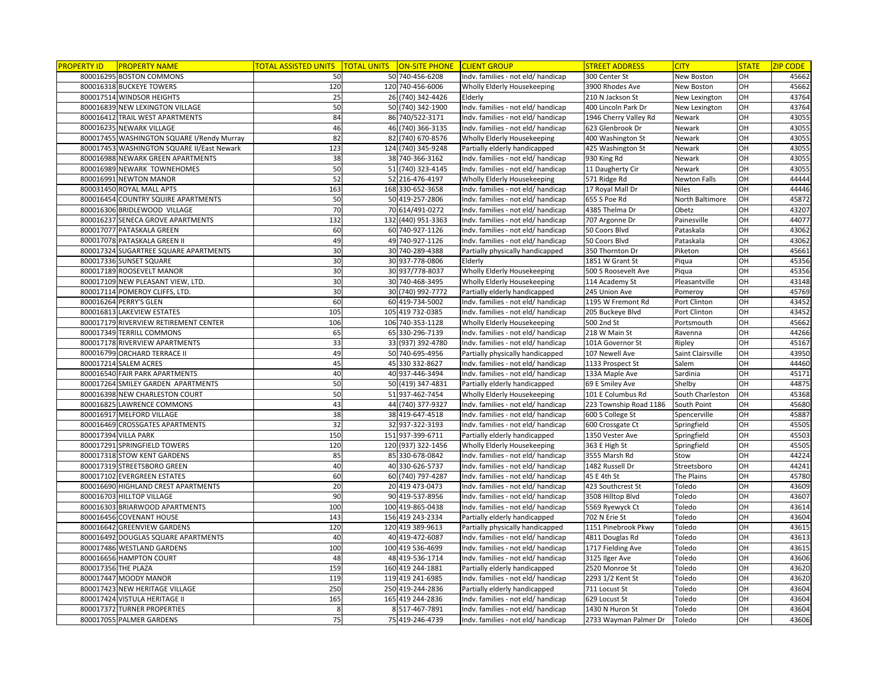| PROPERTY ID | PROPERTY NAME | TOTAL ASSISTED UNITS | TOTAL UNITS | ON-SITE PHONE | CLIENT GROUP | STREET ADDRESS | CITY | STATE | ZIP CODE |
|---|---|---|---|---|---|---|---|---|---|
| 800016295 | BOSTON COMMONS | 50 | 50 | 740-456-6208 | Indv. families - not eld/ handicap | 300 Center St | New Boston | OH | 45662 |
| 800016318 | BUCKEYE TOWERS | 120 | 120 | 740-456-6006 | Wholly Elderly Housekeeping | 3900 Rhodes Ave | New Boston | OH | 45662 |
| 800017514 | WINDSOR HEIGHTS | 25 | 26 | (740) 342-4426 | Elderly | 210 N Jackson St | New Lexington | OH | 43764 |
| 800016839 | NEW LEXINGTON VILLAGE | 50 | 50 | (740) 342-1900 | Indv. families - not eld/ handicap | 400 Lincoln Park Dr | New Lexington | OH | 43764 |
| 800016412 | TRAIL WEST APARTMENTS | 84 | 86 | 740/522-3171 | Indv. families - not eld/ handicap | 1946 Cherry Valley Rd | Newark | OH | 43055 |
| 800016235 | NEWARK VILLAGE | 46 | 46 | (740) 366-3135 | Indv. families - not eld/ handicap | 623 Glenbrook Dr | Newark | OH | 43055 |
| 800017455 | WASHINGTON SQUARE I/Rendy Murray | 82 | 82 | (740) 670-8576 | Wholly Elderly Housekeeping | 400 Washington St | Newark | OH | 43055 |
| 800017453 | WASHINGTON SQUARE II/East Newark | 123 | 124 | (740) 345-9248 | Partially elderly handicapped | 425 Washington St | Newark | OH | 43055 |
| 800016988 | NEWARK GREEN APARTMENTS | 38 | 38 | 740-366-3162 | Indv. families - not eld/ handicap | 930 King Rd | Newark | OH | 43055 |
| 800016989 | NEWARK TOWNEHOMES | 50 | 51 | (740) 323-4145 | Indv. families - not eld/ handicap | 11 Daugherty Cir | Newark | OH | 43055 |
| 800016991 | NEWTON MANOR | 52 | 52 | 216-476-4197 | Wholly Elderly Housekeeping | 571 Ridge Rd | Newton Falls | OH | 44444 |
| 800031450 | ROYAL MALL APTS | 163 | 168 | 330-652-3658 | Indv. families - not eld/ handicap | 17 Royal Mall Dr | Niles | OH | 44446 |
| 800016454 | COUNTRY SQUIRE APARTMENTS | 50 | 50 | 419-257-2806 | Indv. families - not eld/ handicap | 655 S Poe Rd | North Baltimore | OH | 45872 |
| 800016306 | BRIDLEWOOD VILLAGE | 70 | 70 | 614/491-0272 | Indv. families - not eld/ handicap | 4385 Thelma Dr | Obetz | OH | 43207 |
| 800016237 | SENECA GROVE APARTMENTS | 132 | 132 | (440) 951-3363 | Indv. families - not eld/ handicap | 707 Argonne Dr | Painesville | OH | 44077 |
| 800017077 | PATASKALA GREEN | 60 | 60 | 740-927-1126 | Indv. families - not eld/ handicap | 50 Coors Blvd | Pataskala | OH | 43062 |
| 800017078 | PATASKALA GREEN II | 49 | 49 | 740-927-1126 | Indv. families - not eld/ handicap | 50 Coors Blvd | Pataskala | OH | 43062 |
| 800017324 | SUGARTREE SQUARE APARTMENTS | 30 | 30 | 740-289-4388 | Partially physically handicapped | 350 Thornton Dr | Piketon | OH | 45661 |
| 800017336 | SUNSET SQUARE | 30 | 30 | 937-778-0806 | Elderly | 1851 W Grant St | Piqua | OH | 45356 |
| 800017189 | ROOSEVELT MANOR | 30 | 30 | 937/778-8037 | Wholly Elderly Housekeeping | 500 S Roosevelt Ave | Piqua | OH | 45356 |
| 800017109 | NEW PLEASANT VIEW, LTD. | 30 | 30 | 740-468-3495 | Wholly Elderly Housekeeping | 114 Academy St | Pleasantville | OH | 43148 |
| 800017114 | POMEROY CLIFFS, LTD. | 30 | 30 | (740) 992-7772 | Partially elderly handicapped | 245 Union Ave | Pomeroy | OH | 45769 |
| 800016264 | PERRY'S GLEN | 60 | 60 | 419-734-5002 | Indv. families - not eld/ handicap | 1195 W Fremont Rd | Port Clinton | OH | 43452 |
| 800016813 | LAKEVIEW ESTATES | 105 | 105 | 419 732-0385 | Indv. families - not eld/ handicap | 205 Buckeye Blvd | Port Clinton | OH | 43452 |
| 800017179 | RIVERVIEW RETIREMENT CENTER | 106 | 106 | 740-353-1128 | Wholly Elderly Housekeeping | 500 2nd St | Portsmouth | OH | 45662 |
| 800017349 | TERRILL COMMONS | 65 | 65 | 330-296-7139 | Indv. families - not eld/ handicap | 218 W Main St | Ravenna | OH | 44266 |
| 800017178 | RIVERVIEW APARTMENTS | 33 | 33 | (937) 392-4780 | Indv. families - not eld/ handicap | 101A Governor St | Ripley | OH | 45167 |
| 800016799 | ORCHARD TERRACE II | 49 | 50 | 740-695-4956 | Partially physically handicapped | 107 Newell Ave | Saint Clairsville | OH | 43950 |
| 800017214 | SALEM ACRES | 45 | 45 | 330 332-8627 | Indv. families - not eld/ handicap | 1133 Prospect St | Salem | OH | 44460 |
| 800016540 | FAIR PARK APARTMENTS | 40 | 40 | 937-446-3494 | Indv. families - not eld/ handicap | 133A Maple Ave | Sardinia | OH | 45171 |
| 800017264 | SMILEY GARDEN APARTMENTS | 50 | 50 | (419) 347-4831 | Partially elderly handicapped | 69 E Smiley Ave | Shelby | OH | 44875 |
| 800016398 | NEW CHARLESTON COURT | 50 | 51 | 937-462-7454 | Wholly Elderly Housekeeping | 101 E Columbus Rd | South Charleston | OH | 45368 |
| 800016825 | LAWRENCE COMMONS | 43 | 44 | (740) 377-9327 | Indv. families - not eld/ handicap | 223 Township Road 1186 | South Point | OH | 45680 |
| 800016917 | MELFORD VILLAGE | 38 | 38 | 419-647-4518 | Indv. families - not eld/ handicap | 600 S College St | Spencerville | OH | 45887 |
| 800016469 | CROSSGATES APARTMENTS | 32 | 32 | 937-322-3193 | Indv. families - not eld/ handicap | 600 Crossgate Ct | Springfield | OH | 45505 |
| 800017394 | VILLA PARK | 150 | 151 | 937-399-6711 | Partially elderly handicapped | 1350 Vester Ave | Springfield | OH | 45503 |
| 800017291 | SPRINGFIELD TOWERS | 120 | 120 | (937) 322-1456 | Wholly Elderly Housekeeping | 363 E High St | Springfield | OH | 45505 |
| 800017318 | STOW KENT GARDENS | 85 | 85 | 330-678-0842 | Indv. families - not eld/ handicap | 3555 Marsh Rd | Stow | OH | 44224 |
| 800017319 | STREETSBORO GREEN | 40 | 40 | 330-626-5737 | Indv. families - not eld/ handicap | 1482 Russell Dr | Streetsboro | OH | 44241 |
| 800017102 | EVERGREEN ESTATES | 60 | 60 | (740) 797-4287 | Indv. families - not eld/ handicap | 45 E 4th St | The Plains | OH | 45780 |
| 800016690 | HIGHLAND CREST APARTMENTS | 20 | 20 | 419 473-0473 | Indv. families - not eld/ handicap | 423 Southcrest St | Toledo | OH | 43609 |
| 800016703 | HILLTOP VILLAGE | 90 | 90 | 419-537-8956 | Indv. families - not eld/ handicap | 3508 Hilltop Blvd | Toledo | OH | 43607 |
| 800016303 | BRIARWOOD APARTMENTS | 100 | 100 | 419-865-0438 | Indv. families - not eld/ handicap | 5569 Ryewyck Ct | Toledo | OH | 43614 |
| 800016456 | COVENANT HOUSE | 143 | 156 | 419 243-2334 | Partially elderly handicapped | 702 N Erie St | Toledo | OH | 43604 |
| 800016642 | GREENVIEW GARDENS | 120 | 120 | 419 389-9613 | Partially physically handicapped | 1151 Pinebrook Pkwy | Toledo | OH | 43615 |
| 800016492 | DOUGLAS SQUARE APARTMENTS | 40 | 40 | 419-472-6087 | Indv. families - not eld/ handicap | 4811 Douglas Rd | Toledo | OH | 43613 |
| 800017486 | WESTLAND GARDENS | 100 | 100 | 419 536-4699 | Indv. families - not eld/ handicap | 1717 Fielding Ave | Toledo | OH | 43615 |
| 800016656 | HAMPTON COURT | 48 | 48 | 419-536-1714 | Indv. families - not eld/ handicap | 3125 Ilger Ave | Toledo | OH | 43606 |
| 800017356 | THE PLAZA | 159 | 160 | 419 244-1881 | Partially elderly handicapped | 2520 Monroe St | Toledo | OH | 43620 |
| 800017447 | MOODY MANOR | 119 | 119 | 419 241-6985 | Indv. families - not eld/ handicap | 2293 1/2 Kent St | Toledo | OH | 43620 |
| 800017423 | NEW HERITAGE VILLAGE | 250 | 250 | 419-244-2836 | Partially elderly handicapped | 711 Locust St | Toledo | OH | 43604 |
| 800017424 | VISTULA HERITAGE II | 165 | 165 | 419 244-2836 | Indv. families - not eld/ handicap | 629 Locust St | Toledo | OH | 43604 |
| 800017372 | TURNER PROPERTIES | 8 | 8 | 517-467-7891 | Indv. families - not eld/ handicap | 1430 N Huron St | Toledo | OH | 43604 |
| 800017055 | PALMER GARDENS | 75 | 75 | 419-246-4739 | Indv. families - not eld/ handicap | 2733 Wayman Palmer Dr | Toledo | OH | 43606 |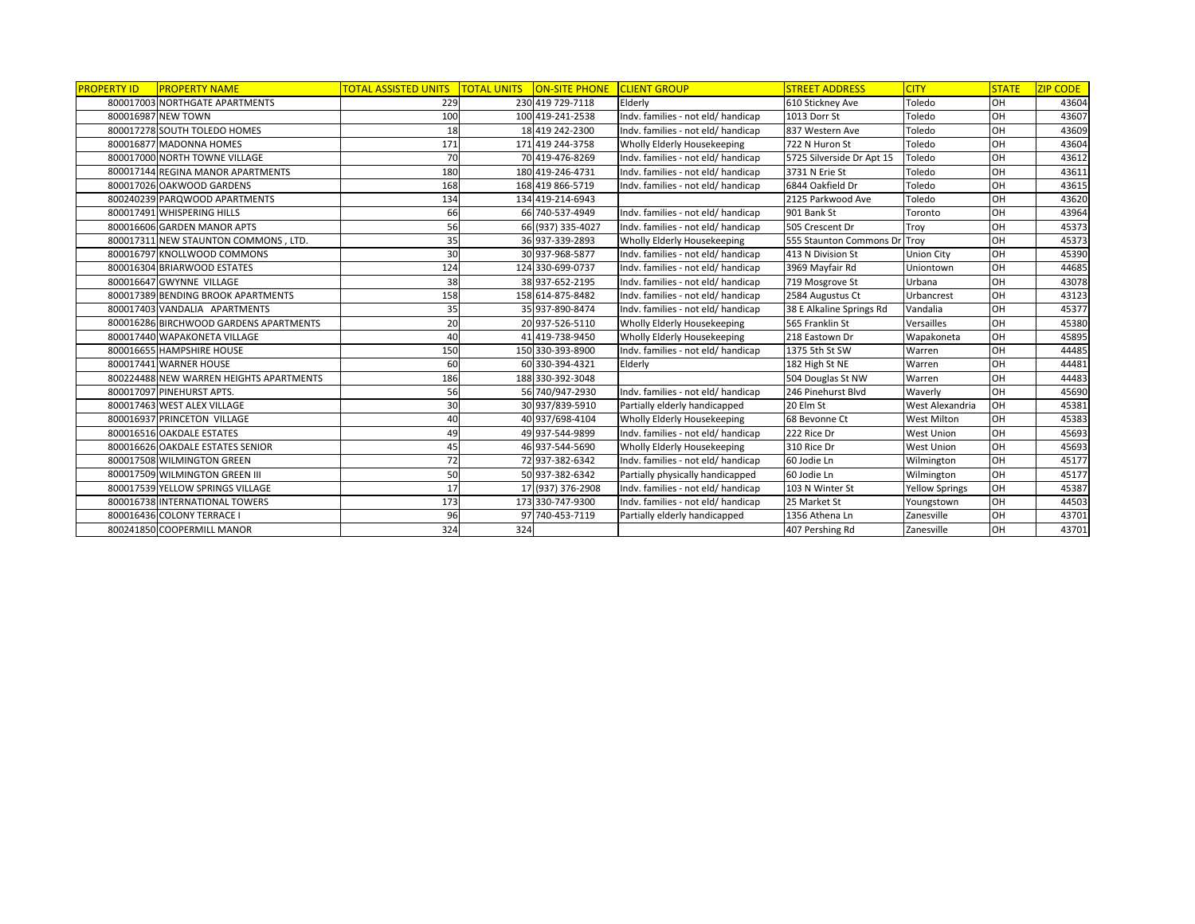| PROPERTY ID | PROPERTY NAME | TOTAL ASSISTED UNITS | TOTAL UNITS | ON-SITE PHONE | CLIENT GROUP | STREET ADDRESS | CITY | STATE | ZIP CODE |
|---|---|---|---|---|---|---|---|---|---|
| 800017003 | NORTHGATE APARTMENTS | 229 | 230 | 419 729-7118 | Elderly | 610 Stickney Ave | Toledo | OH | 43604 |
| 800016987 | NEW TOWN | 100 | 100 | 419-241-2538 | Indv. families - not eld/ handicap | 1013 Dorr St | Toledo | OH | 43607 |
| 800017278 | SOUTH TOLEDO HOMES | 18 | 18 | 419 242-2300 | Indv. families - not eld/ handicap | 837 Western Ave | Toledo | OH | 43609 |
| 800016877 | MADONNA HOMES | 171 | 171 | 419 244-3758 | Wholly Elderly Housekeeping | 722 N Huron St | Toledo | OH | 43604 |
| 800017000 | NORTH TOWNE VILLAGE | 70 | 70 | 419-476-8269 | Indv. families - not eld/ handicap | 5725 Silverside Dr Apt 15 | Toledo | OH | 43612 |
| 800017144 | REGINA MANOR APARTMENTS | 180 | 180 | 419-246-4731 | Indv. families - not eld/ handicap | 3731 N Erie St | Toledo | OH | 43611 |
| 800017026 | OAKWOOD GARDENS | 168 | 168 | 419 866-5719 | Indv. families - not eld/ handicap | 6844 Oakfield Dr | Toledo | OH | 43615 |
| 800240239 | PARQWOOD APARTMENTS | 134 | 134 | 419-214-6943 | | 2125 Parkwood Ave | Toledo | OH | 43620 |
| 800017491 | WHISPERING HILLS | 66 | 66 | 740-537-4949 | Indv. families - not eld/ handicap | 901 Bank St | Toronto | OH | 43964 |
| 800016606 | GARDEN MANOR APTS | 56 | 66 | (937) 335-4027 | Indv. families - not eld/ handicap | 505 Crescent Dr | Troy | OH | 45373 |
| 800017311 | NEW STAUNTON COMMONS , LTD. | 35 | 36 | 937-339-2893 | Wholly Elderly Housekeeping | 555 Staunton Commons Dr | Troy | OH | 45373 |
| 800016797 | KNOLLWOOD COMMONS | 30 | 30 | 937-968-5877 | Indv. families - not eld/ handicap | 413 N Division St | Union City | OH | 45390 |
| 800016304 | BRIARWOOD ESTATES | 124 | 124 | 330-699-0737 | Indv. families - not eld/ handicap | 3969 Mayfair Rd | Uniontown | OH | 44685 |
| 800016647 | GWYNNE VILLAGE | 38 | 38 | 937-652-2195 | Indv. families - not eld/ handicap | 719 Mosgrove St | Urbana | OH | 43078 |
| 800017389 | BENDING BROOK APARTMENTS | 158 | 158 | 614-875-8482 | Indv. families - not eld/ handicap | 2584 Augustus Ct | Urbancrest | OH | 43123 |
| 800017403 | VANDALIA APARTMENTS | 35 | 35 | 937-890-8474 | Indv. families - not eld/ handicap | 38 E Alkaline Springs Rd | Vandalia | OH | 45377 |
| 800016286 | BIRCHWOOD GARDENS APARTMENTS | 20 | 20 | 937-526-5110 | Wholly Elderly Housekeeping | 565 Franklin St | Versailles | OH | 45380 |
| 800017440 | WAPAKONETA VILLAGE | 40 | 41 | 419-738-9450 | Wholly Elderly Housekeeping | 218 Eastown Dr | Wapakoneta | OH | 45895 |
| 800016655 | HAMPSHIRE HOUSE | 150 | 150 | 330-393-8900 | Indv. families - not eld/ handicap | 1375 5th St SW | Warren | OH | 44485 |
| 800017441 | WARNER HOUSE | 60 | 60 | 330-394-4321 | Elderly | 182 High St NE | Warren | OH | 44481 |
| 800224488 | NEW WARREN HEIGHTS APARTMENTS | 186 | 188 | 330-392-3048 | | 504 Douglas St NW | Warren | OH | 44483 |
| 800017097 | PINEHURST APTS. | 56 | 56 | 740/947-2930 | Indv. families - not eld/ handicap | 246 Pinehurst Blvd | Waverly | OH | 45690 |
| 800017463 | WEST ALEX VILLAGE | 30 | 30 | 937/839-5910 | Partially elderly handicapped | 20 Elm St | West Alexandria | OH | 45381 |
| 800016937 | PRINCETON VILLAGE | 40 | 40 | 937/698-4104 | Wholly Elderly Housekeeping | 68 Bevonne Ct | West Milton | OH | 45383 |
| 800016516 | OAKDALE ESTATES | 49 | 49 | 937-544-9899 | Indv. families - not eld/ handicap | 222 Rice Dr | West Union | OH | 45693 |
| 800016626 | OAKDALE ESTATES SENIOR | 45 | 46 | 937-544-5690 | Wholly Elderly Housekeeping | 310 Rice Dr | West Union | OH | 45693 |
| 800017508 | WILMINGTON GREEN | 72 | 72 | 937-382-6342 | Indv. families - not eld/ handicap | 60 Jodie Ln | Wilmington | OH | 45177 |
| 800017509 | WILMINGTON GREEN III | 50 | 50 | 937-382-6342 | Partially physically handicapped | 60 Jodie Ln | Wilmington | OH | 45177 |
| 800017539 | YELLOW SPRINGS VILLAGE | 17 | 17 | (937) 376-2908 | Indv. families - not eld/ handicap | 103 N Winter St | Yellow Springs | OH | 45387 |
| 800016738 | INTERNATIONAL TOWERS | 173 | 173 | 330-747-9300 | Indv. families - not eld/ handicap | 25 Market St | Youngstown | OH | 44503 |
| 800016436 | COLONY TERRACE I | 96 | 97 | 740-453-7119 | Partially elderly handicapped | 1356 Athena Ln | Zanesville | OH | 43701 |
| 800241850 | COOPERMILL MANOR | 324 | 324 | | | 407 Pershing Rd | Zanesville | OH | 43701 |